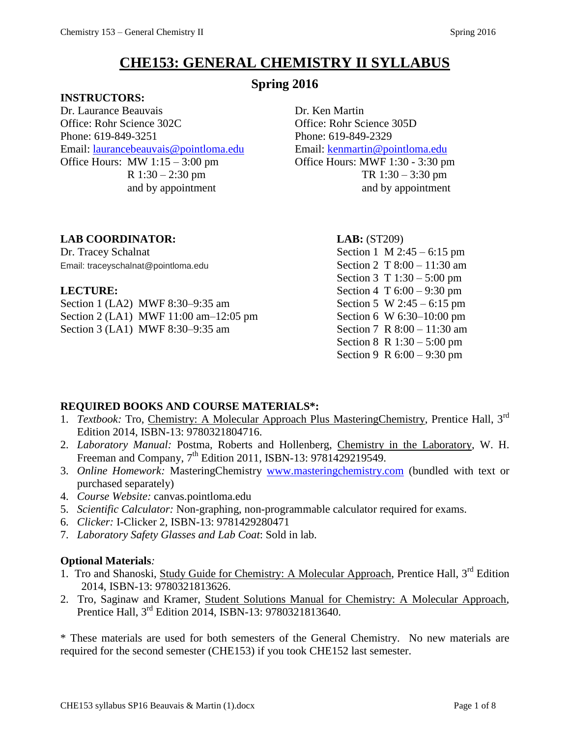# CHE153: GENERAL CHEMISTRY II SYLLABUS

## Spring 2016

**INSTRUCTORS:**

Dr. Laurance Beauvais
Office: Rohr Science 302C
Phone: 619-849-3251
Email: laurancebeauvais@pointloma.edu
Office Hours: MW 1:15 – 3:00 pm
R 1:30 – 2:30 pm
and by appointment

Dr. Ken Martin
Office: Rohr Science 305D
Phone: 619-849-2329
Email: kenmartin@pointloma.edu
Office Hours: MWF 1:30 - 3:30 pm
TR 1:30 – 3:30 pm
and by appointment

**LAB COORDINATOR:**

Dr. Tracey Schalnat
Email: traceyschalnat@pointloma.edu

**LECTURE:**

Section 1 (LA2) MWF 8:30–9:35 am
Section 2 (LA1) MWF 11:00 am–12:05 pm
Section 3 (LA1) MWF 8:30–9:35 am

**LAB:** (ST209)

Section 1 M 2:45 – 6:15 pm
Section 2 T 8:00 – 11:30 am
Section 3 T 1:30 – 5:00 pm
Section 4 T 6:00 – 9:30 pm
Section 5 W 2:45 – 6:15 pm
Section 6 W 6:30–10:00 pm
Section 7 R 8:00 – 11:30 am
Section 8 R 1:30 – 5:00 pm
Section 9 R 6:00 – 9:30 pm

**REQUIRED BOOKS AND COURSE MATERIALS*:**

1. *Textbook:* Tro, Chemistry: A Molecular Approach Plus MasteringChemistry, Prentice Hall, 3rd Edition 2014, ISBN-13: 9780321804716.
2. *Laboratory Manual:* Postma, Roberts and Hollenberg, Chemistry in the Laboratory, W. H. Freeman and Company, 7th Edition 2011, ISBN-13: 9781429219549.
3. *Online Homework:* MasteringChemistry www.masteringchemistry.com (bundled with text or purchased separately)
4. *Course Website:* canvas.pointloma.edu
5. *Scientific Calculator:* Non-graphing, non-programmable calculator required for exams.
6. *Clicker:* I-Clicker 2, ISBN-13: 9781429280471
7. *Laboratory Safety Glasses and Lab Coat*: Sold in lab.

**Optional Materials***:*

1. Tro and Shanoski, Study Guide for Chemistry: A Molecular Approach, Prentice Hall, 3rd Edition 2014, ISBN-13: 9780321813626.
2. Tro, Saginaw and Kramer, Student Solutions Manual for Chemistry: A Molecular Approach, Prentice Hall, 3rd Edition 2014, ISBN-13: 9780321813640.

* These materials are used for both semesters of the General Chemistry. No new materials are required for the second semester (CHE153) if you took CHE152 last semester.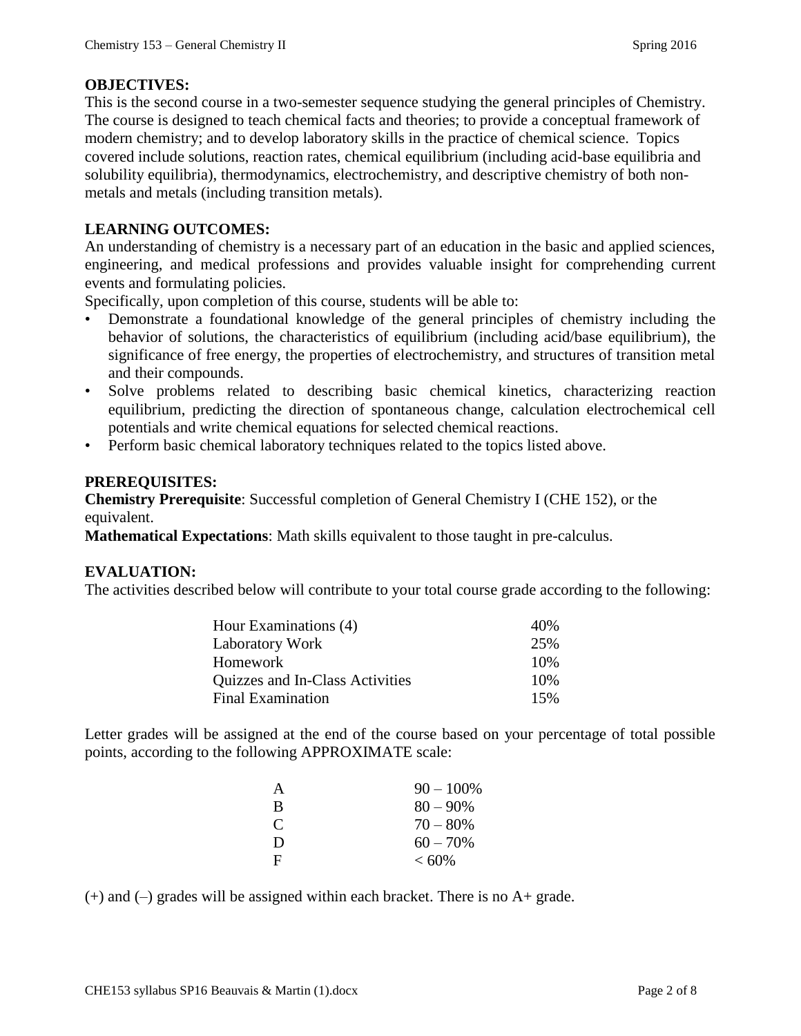## OBJECTIVES:

This is the second course in a two-semester sequence studying the general principles of Chemistry. The course is designed to teach chemical facts and theories; to provide a conceptual framework of modern chemistry; and to develop laboratory skills in the practice of chemical science. Topics covered include solutions, reaction rates, chemical equilibrium (including acid-base equilibria and solubility equilibria), thermodynamics, electrochemistry, and descriptive chemistry of both non-metals and metals (including transition metals).

## LEARNING OUTCOMES:

An understanding of chemistry is a necessary part of an education in the basic and applied sciences, engineering, and medical professions and provides valuable insight for comprehending current events and formulating policies.

Specifically, upon completion of this course, students will be able to:

- Demonstrate a foundational knowledge of the general principles of chemistry including the behavior of solutions, the characteristics of equilibrium (including acid/base equilibrium), the significance of free energy, the properties of electrochemistry, and structures of transition metal and their compounds.
- Solve problems related to describing basic chemical kinetics, characterizing reaction equilibrium, predicting the direction of spontaneous change, calculation electrochemical cell potentials and write chemical equations for selected chemical reactions.
- Perform basic chemical laboratory techniques related to the topics listed above.

## PREREQUISITES:

**Chemistry Prerequisite**: Successful completion of General Chemistry I (CHE 152), or the equivalent.

**Mathematical Expectations**: Math skills equivalent to those taught in pre-calculus.

## EVALUATION:

The activities described below will contribute to your total course grade according to the following:

| Activity | Weight |
| --- | --- |
| Hour Examinations (4) | 40% |
| Laboratory Work | 25% |
| Homework | 10% |
| Quizzes and In-Class Activities | 10% |
| Final Examination | 15% |

Letter grades will be assigned at the end of the course based on your percentage of total possible points, according to the following APPROXIMATE scale:

| Grade | Range |
| --- | --- |
| A | 90 – 100% |
| B | 80 – 90% |
| C | 70 – 80% |
| D | 60 – 70% |
| F | < 60% |

(+) and (–) grades will be assigned within each bracket. There is no A+ grade.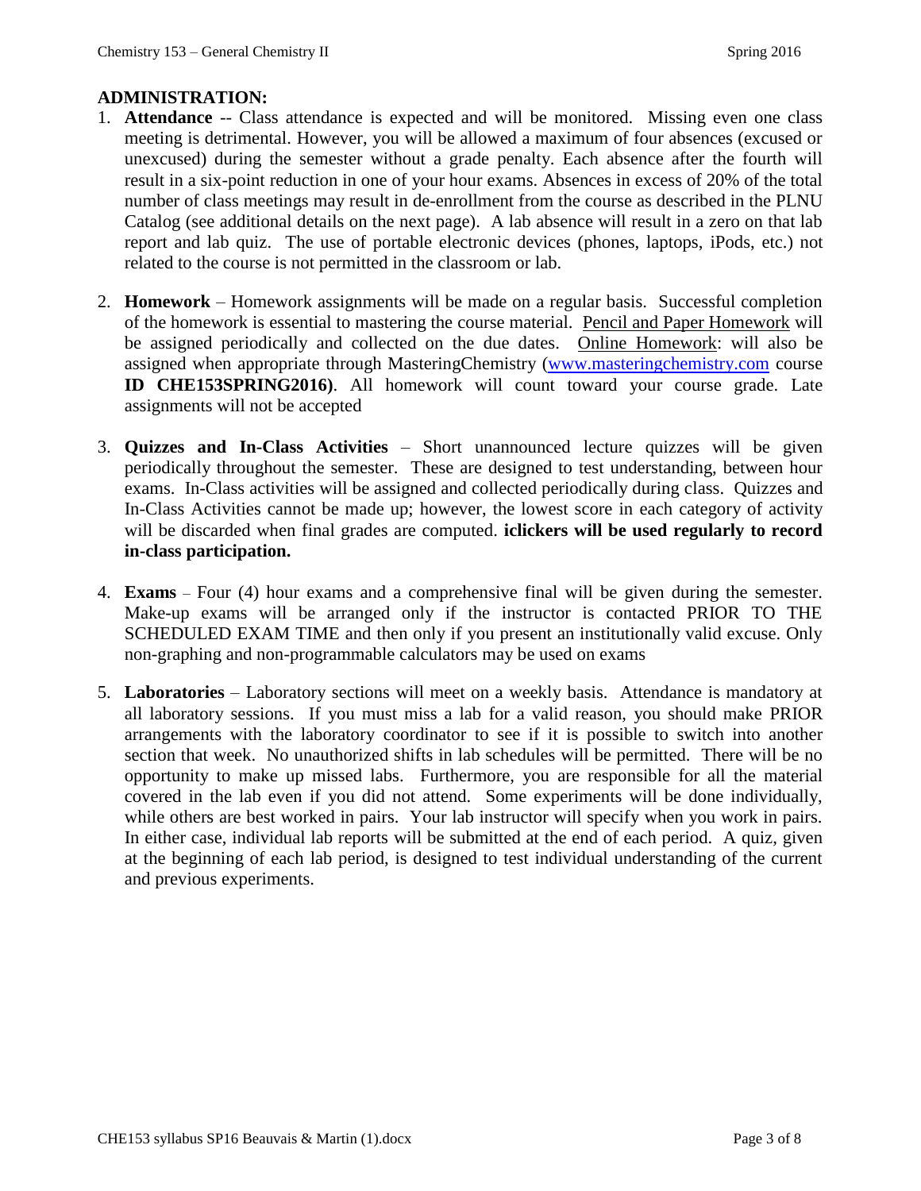## ADMINISTRATION:

1. **Attendance** -- Class attendance is expected and will be monitored. Missing even one class meeting is detrimental. However, you will be allowed a maximum of four absences (excused or unexcused) during the semester without a grade penalty. Each absence after the fourth will result in a six-point reduction in one of your hour exams. Absences in excess of 20% of the total number of class meetings may result in de-enrollment from the course as described in the PLNU Catalog (see additional details on the next page). A lab absence will result in a zero on that lab report and lab quiz. The use of portable electronic devices (phones, laptops, iPods, etc.) not related to the course is not permitted in the classroom or lab.

2. **Homework** – Homework assignments will be made on a regular basis. Successful completion of the homework is essential to mastering the course material. Pencil and Paper Homework will be assigned periodically and collected on the due dates. Online Homework: will also be assigned when appropriate through MasteringChemistry ([www.masteringchemistry.com](http://www.masteringchemistry.com) course **ID CHE153SPRING2016)**. All homework will count toward your course grade. Late assignments will not be accepted

3. **Quizzes and In-Class Activities** – Short unannounced lecture quizzes will be given periodically throughout the semester. These are designed to test understanding, between hour exams. In-Class activities will be assigned and collected periodically during class. Quizzes and In-Class Activities cannot be made up; however, the lowest score in each category of activity will be discarded when final grades are computed. **iclickers will be used regularly to record in-class participation.**

4. **Exams** – Four (4) hour exams and a comprehensive final will be given during the semester. Make-up exams will be arranged only if the instructor is contacted PRIOR TO THE SCHEDULED EXAM TIME and then only if you present an institutionally valid excuse. Only non-graphing and non-programmable calculators may be used on exams

5. **Laboratories** – Laboratory sections will meet on a weekly basis. Attendance is mandatory at all laboratory sessions. If you must miss a lab for a valid reason, you should make PRIOR arrangements with the laboratory coordinator to see if it is possible to switch into another section that week. No unauthorized shifts in lab schedules will be permitted. There will be no opportunity to make up missed labs. Furthermore, you are responsible for all the material covered in the lab even if you did not attend. Some experiments will be done individually, while others are best worked in pairs. Your lab instructor will specify when you work in pairs. In either case, individual lab reports will be submitted at the end of each period. A quiz, given at the beginning of each lab period, is designed to test individual understanding of the current and previous experiments.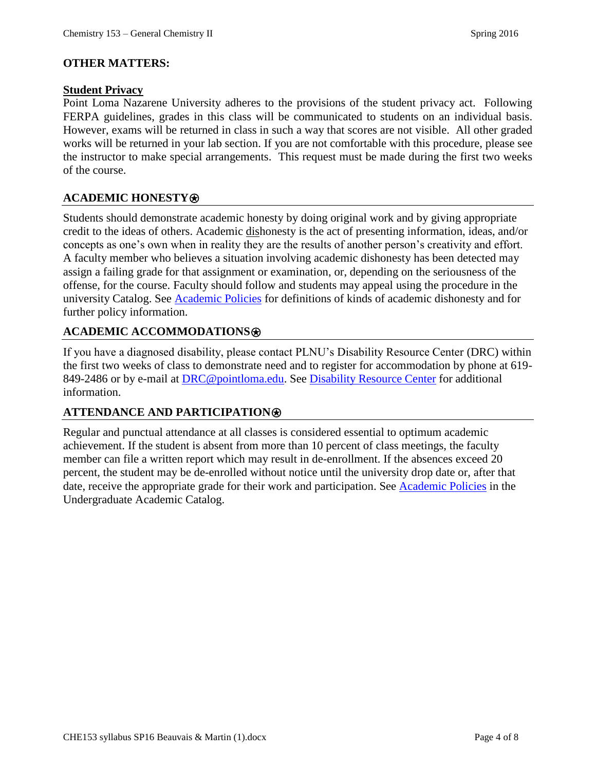## OTHER MATTERS:

### Student Privacy

Point Loma Nazarene University adheres to the provisions of the student privacy act. Following FERPA guidelines, grades in this class will be communicated to students on an individual basis. However, exams will be returned in class in such a way that scores are not visible. All other graded works will be returned in your lab section. If you are not comfortable with this procedure, please see the instructor to make special arrangements. This request must be made during the first two weeks of the course.

## ACADEMIC HONESTY⍟

Students should demonstrate academic honesty by doing original work and by giving appropriate credit to the ideas of others. Academic dishonesty is the act of presenting information, ideas, and/or concepts as one's own when in reality they are the results of another person's creativity and effort. A faculty member who believes a situation involving academic dishonesty has been detected may assign a failing grade for that assignment or examination, or, depending on the seriousness of the offense, for the course. Faculty should follow and students may appeal using the procedure in the university Catalog. See Academic Policies for definitions of kinds of academic dishonesty and for further policy information.

## ACADEMIC ACCOMMODATIONS⍟

If you have a diagnosed disability, please contact PLNU's Disability Resource Center (DRC) within the first two weeks of class to demonstrate need and to register for accommodation by phone at 619-849-2486 or by e-mail at DRC@pointloma.edu. See Disability Resource Center for additional information.

## ATTENDANCE AND PARTICIPATION⍟

Regular and punctual attendance at all classes is considered essential to optimum academic achievement. If the student is absent from more than 10 percent of class meetings, the faculty member can file a written report which may result in de-enrollment. If the absences exceed 20 percent, the student may be de-enrolled without notice until the university drop date or, after that date, receive the appropriate grade for their work and participation. See Academic Policies in the Undergraduate Academic Catalog.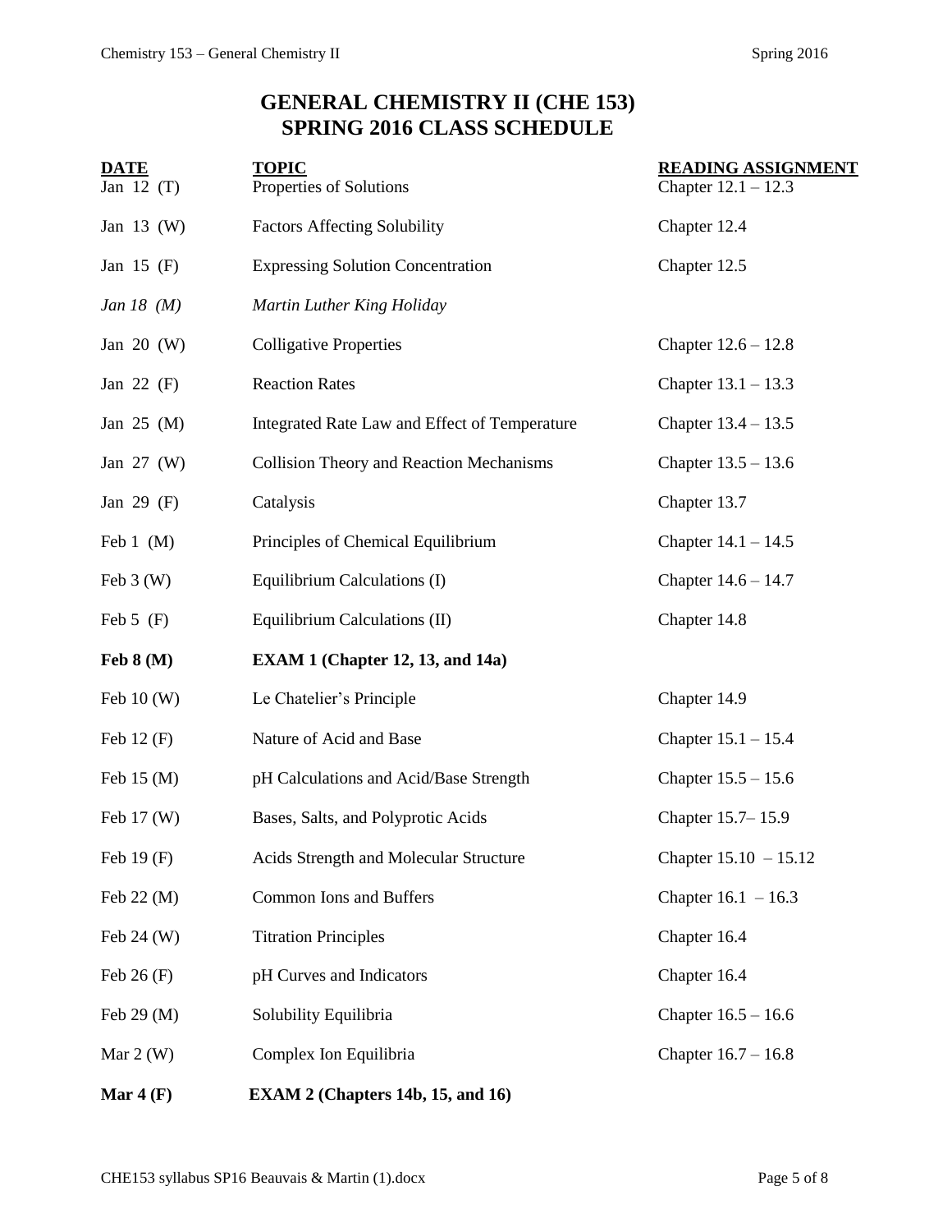# GENERAL CHEMISTRY II (CHE 153)
# SPRING 2016 CLASS SCHEDULE

| DATE | TOPIC | READING ASSIGNMENT |
|---|---|---|
| Jan 12 (T) | Properties of Solutions | Chapter 12.1 – 12.3 |
| Jan 13 (W) | Factors Affecting Solubility | Chapter 12.4 |
| Jan 15 (F) | Expressing Solution Concentration | Chapter 12.5 |
| *Jan 18 (M)* | *Martin Luther King Holiday* | |
| Jan 20 (W) | Colligative Properties | Chapter 12.6 – 12.8 |
| Jan 22 (F) | Reaction Rates | Chapter 13.1 – 13.3 |
| Jan 25 (M) | Integrated Rate Law and Effect of Temperature | Chapter 13.4 – 13.5 |
| Jan 27 (W) | Collision Theory and Reaction Mechanisms | Chapter 13.5 – 13.6 |
| Jan 29 (F) | Catalysis | Chapter 13.7 |
| Feb 1 (M) | Principles of Chemical Equilibrium | Chapter 14.1 – 14.5 |
| Feb 3 (W) | Equilibrium Calculations (I) | Chapter 14.6 – 14.7 |
| Feb 5 (F) | Equilibrium Calculations (II) | Chapter 14.8 |
| **Feb 8 (M)** | **EXAM 1 (Chapter 12, 13, and 14a)** | |
| Feb 10 (W) | Le Chatelier's Principle | Chapter 14.9 |
| Feb 12 (F) | Nature of Acid and Base | Chapter 15.1 – 15.4 |
| Feb 15 (M) | pH Calculations and Acid/Base Strength | Chapter 15.5 – 15.6 |
| Feb 17 (W) | Bases, Salts, and Polyprotic Acids | Chapter 15.7– 15.9 |
| Feb 19 (F) | Acids Strength and Molecular Structure | Chapter 15.10 – 15.12 |
| Feb 22 (M) | Common Ions and Buffers | Chapter 16.1 – 16.3 |
| Feb 24 (W) | Titration Principles | Chapter 16.4 |
| Feb 26 (F) | pH Curves and Indicators | Chapter 16.4 |
| Feb 29 (M) | Solubility Equilibria | Chapter 16.5 – 16.6 |
| Mar 2 (W) | Complex Ion Equilibria | Chapter 16.7 – 16.8 |
| **Mar 4 (F)** | **EXAM 2 (Chapters 14b, 15, and 16)** | |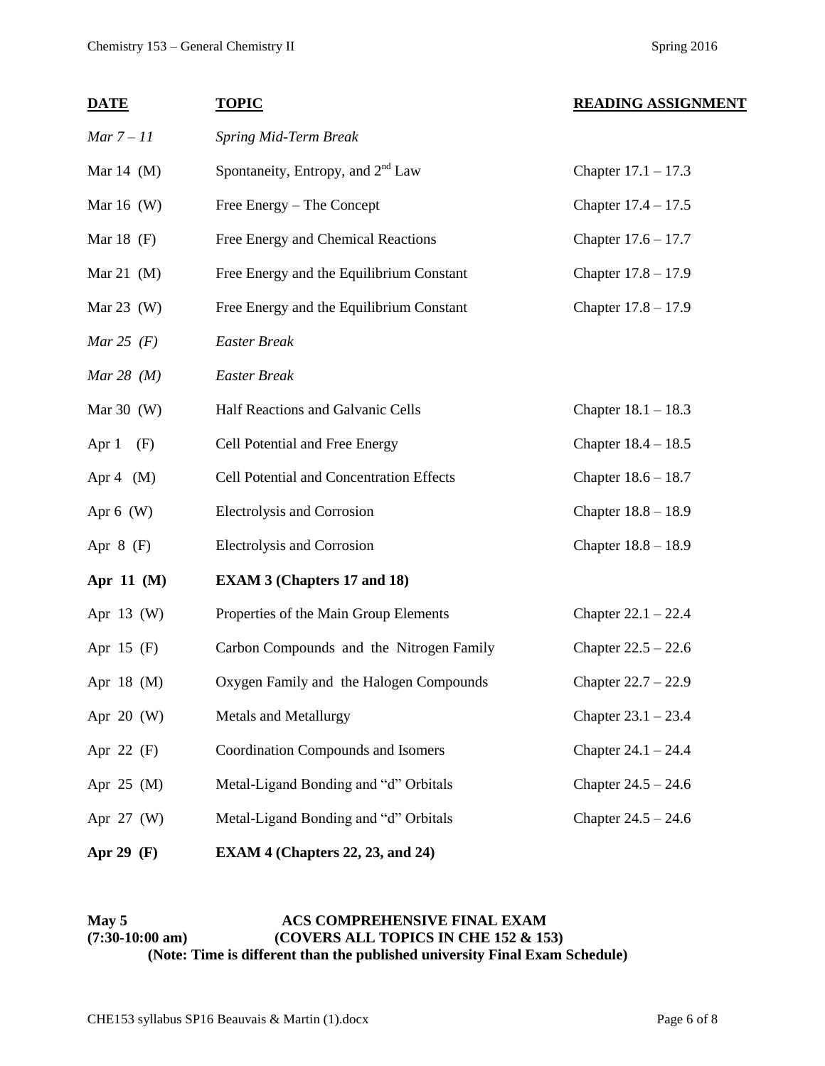| DATE | TOPIC | READING ASSIGNMENT |
|---|---|---|
| *Mar 7 – 11* | *Spring Mid-Term Break* | |
| Mar 14 (M) | Spontaneity, Entropy, and 2nd Law | Chapter 17.1 – 17.3 |
| Mar 16 (W) | Free Energy – The Concept | Chapter 17.4 – 17.5 |
| Mar 18 (F) | Free Energy and Chemical Reactions | Chapter 17.6 – 17.7 |
| Mar 21 (M) | Free Energy and the Equilibrium Constant | Chapter 17.8 – 17.9 |
| Mar 23 (W) | Free Energy and the Equilibrium Constant | Chapter 17.8 – 17.9 |
| *Mar 25 (F)* | *Easter Break* | |
| *Mar 28 (M)* | *Easter Break* | |
| Mar 30 (W) | Half Reactions and Galvanic Cells | Chapter 18.1 – 18.3 |
| Apr 1 (F) | Cell Potential and Free Energy | Chapter 18.4 – 18.5 |
| Apr 4 (M) | Cell Potential and Concentration Effects | Chapter 18.6 – 18.7 |
| Apr 6 (W) | Electrolysis and Corrosion | Chapter 18.8 – 18.9 |
| Apr 8 (F) | Electrolysis and Corrosion | Chapter 18.8 – 18.9 |
| **Apr 11 (M)** | **EXAM 3 (Chapters 17 and 18)** | |
| Apr 13 (W) | Properties of the Main Group Elements | Chapter 22.1 – 22.4 |
| Apr 15 (F) | Carbon Compounds and the Nitrogen Family | Chapter 22.5 – 22.6 |
| Apr 18 (M) | Oxygen Family and the Halogen Compounds | Chapter 22.7 – 22.9 |
| Apr 20 (W) | Metals and Metallurgy | Chapter 23.1 – 23.4 |
| Apr 22 (F) | Coordination Compounds and Isomers | Chapter 24.1 – 24.4 |
| Apr 25 (M) | Metal-Ligand Bonding and "d" Orbitals | Chapter 24.5 – 24.6 |
| Apr 27 (W) | Metal-Ligand Bonding and "d" Orbitals | Chapter 24.5 – 24.6 |
| **Apr 29 (F)** | **EXAM 4 (Chapters 22, 23, and 24)** | |

**May 5 (7:30-10:00 am)** **ACS COMPREHENSIVE FINAL EXAM (COVERS ALL TOPICS IN CHE 152 & 153)**

**(Note: Time is different than the published university Final Exam Schedule)**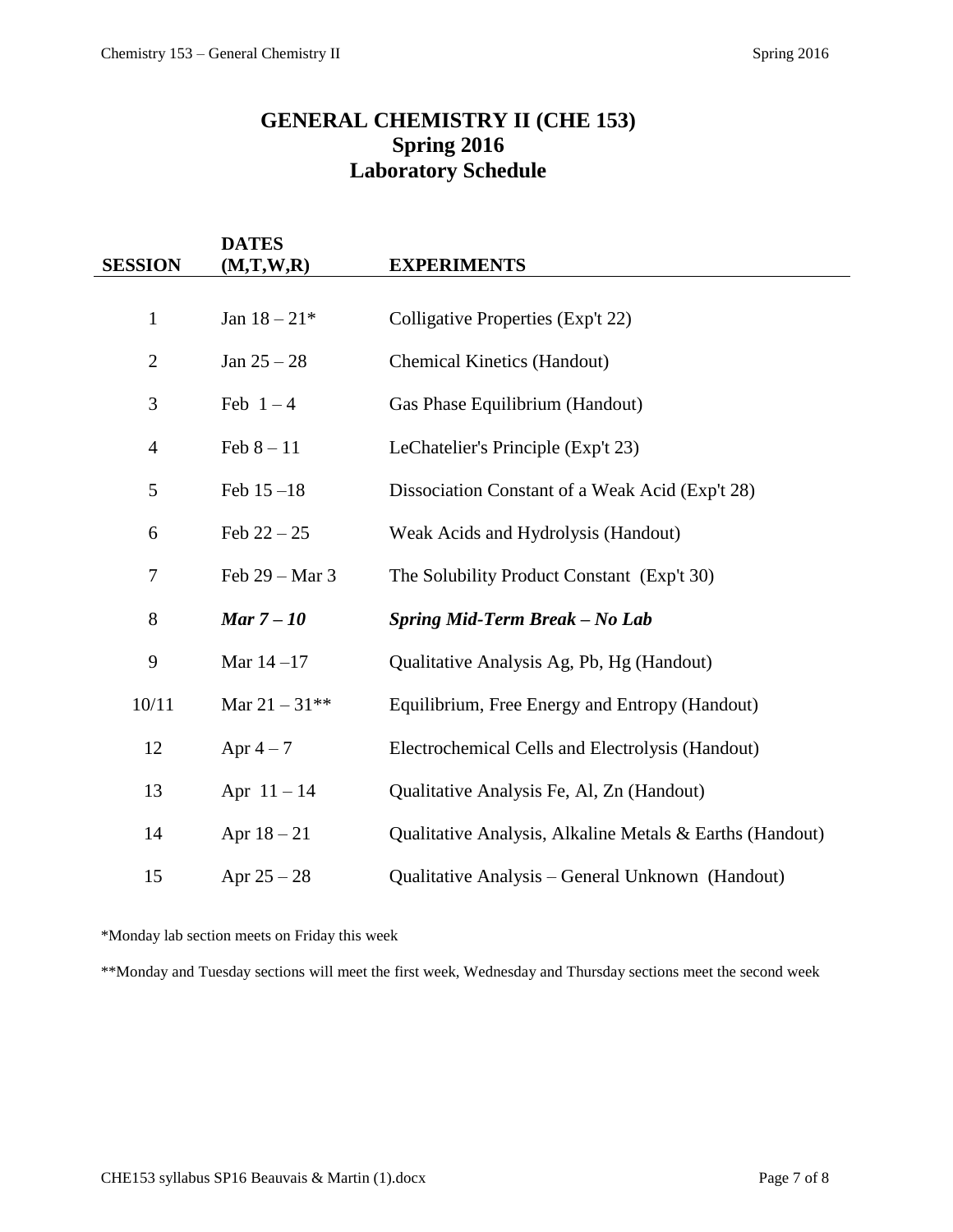# GENERAL CHEMISTRY II (CHE 153)
## Spring 2016
## Laboratory Schedule

| SESSION | DATES (M,T,W,R) | EXPERIMENTS |
|---|---|---|
| 1 | Jan 18 – 21* | Colligative Properties (Exp't 22) |
| 2 | Jan 25 – 28 | Chemical Kinetics (Handout) |
| 3 | Feb 1 – 4 | Gas Phase Equilibrium (Handout) |
| 4 | Feb 8 – 11 | LeChatelier's Principle (Exp't 23) |
| 5 | Feb 15 –18 | Dissociation Constant of a Weak Acid (Exp't 28) |
| 6 | Feb 22 – 25 | Weak Acids and Hydrolysis (Handout) |
| 7 | Feb 29 – Mar 3 | The Solubility Product Constant (Exp't 30) |
| 8 | ***Mar 7 – 10*** | ***Spring Mid-Term Break – No Lab*** |
| 9 | Mar 14 –17 | Qualitative Analysis Ag, Pb, Hg (Handout) |
| 10/11 | Mar 21 – 31** | Equilibrium, Free Energy and Entropy (Handout) |
| 12 | Apr 4 – 7 | Electrochemical Cells and Electrolysis (Handout) |
| 13 | Apr 11 – 14 | Qualitative Analysis Fe, Al, Zn (Handout) |
| 14 | Apr 18 – 21 | Qualitative Analysis, Alkaline Metals & Earths (Handout) |
| 15 | Apr 25 – 28 | Qualitative Analysis – General Unknown (Handout) |

*Monday lab section meets on Friday this week

**Monday and Tuesday sections will meet the first week, Wednesday and Thursday sections meet the second week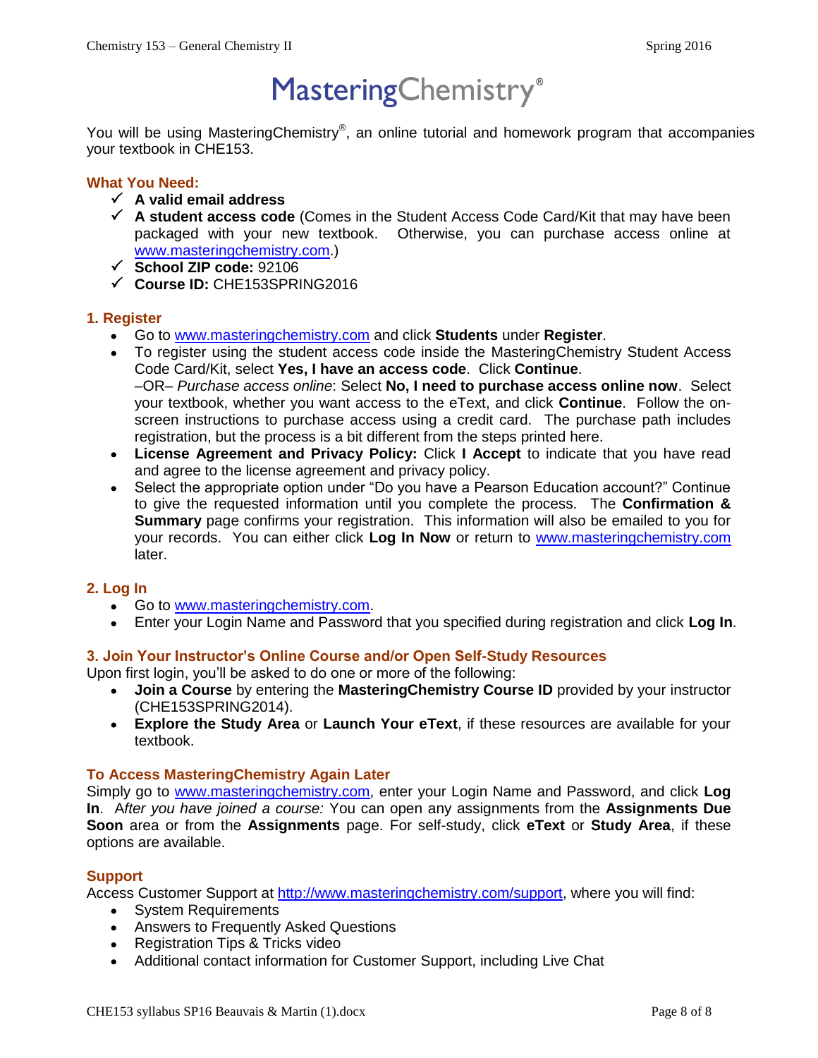# MasteringChemistry®

You will be using MasteringChemistry®, an online tutorial and homework program that accompanies your textbook in CHE153.

## What You Need:

- ✓ **A valid email address**
- ✓ **A student access code** (Comes in the Student Access Code Card/Kit that may have been packaged with your new textbook. Otherwise, you can purchase access online at www.masteringchemistry.com.)
- ✓ **School ZIP code:** 92106
- ✓ **Course ID:** CHE153SPRING2016

## 1. Register

- Go to www.masteringchemistry.com and click **Students** under **Register**.
- To register using the student access code inside the MasteringChemistry Student Access Code Card/Kit, select **Yes, I have an access code**. Click **Continue**.
  –OR– *Purchase access online*: Select **No, I need to purchase access online now**. Select your textbook, whether you want access to the eText, and click **Continue**. Follow the on-screen instructions to purchase access using a credit card. The purchase path includes registration, but the process is a bit different from the steps printed here.
- **License Agreement and Privacy Policy:** Click **I Accept** to indicate that you have read and agree to the license agreement and privacy policy.
- Select the appropriate option under "Do you have a Pearson Education account?" Continue to give the requested information until you complete the process. The **Confirmation & Summary** page confirms your registration. This information will also be emailed to you for your records. You can either click **Log In Now** or return to www.masteringchemistry.com later.

## 2. Log In

- Go to www.masteringchemistry.com.
- Enter your Login Name and Password that you specified during registration and click **Log In**.

## 3. Join Your Instructor's Online Course and/or Open Self-Study Resources

Upon first login, you'll be asked to do one or more of the following:

- **Join a Course** by entering the **MasteringChemistry Course ID** provided by your instructor (CHE153SPRING2014).
- **Explore the Study Area** or **Launch Your eText**, if these resources are available for your textbook.

## To Access MasteringChemistry Again Later

Simply go to www.masteringchemistry.com, enter your Login Name and Password, and click **Log In**. A*fter you have joined a course:* You can open any assignments from the **Assignments Due Soon** area or from the **Assignments** page. For self-study, click **eText** or **Study Area**, if these options are available.

## Support

Access Customer Support at http://www.masteringchemistry.com/support, where you will find:

- System Requirements
- Answers to Frequently Asked Questions
- Registration Tips & Tricks video
- Additional contact information for Customer Support, including Live Chat